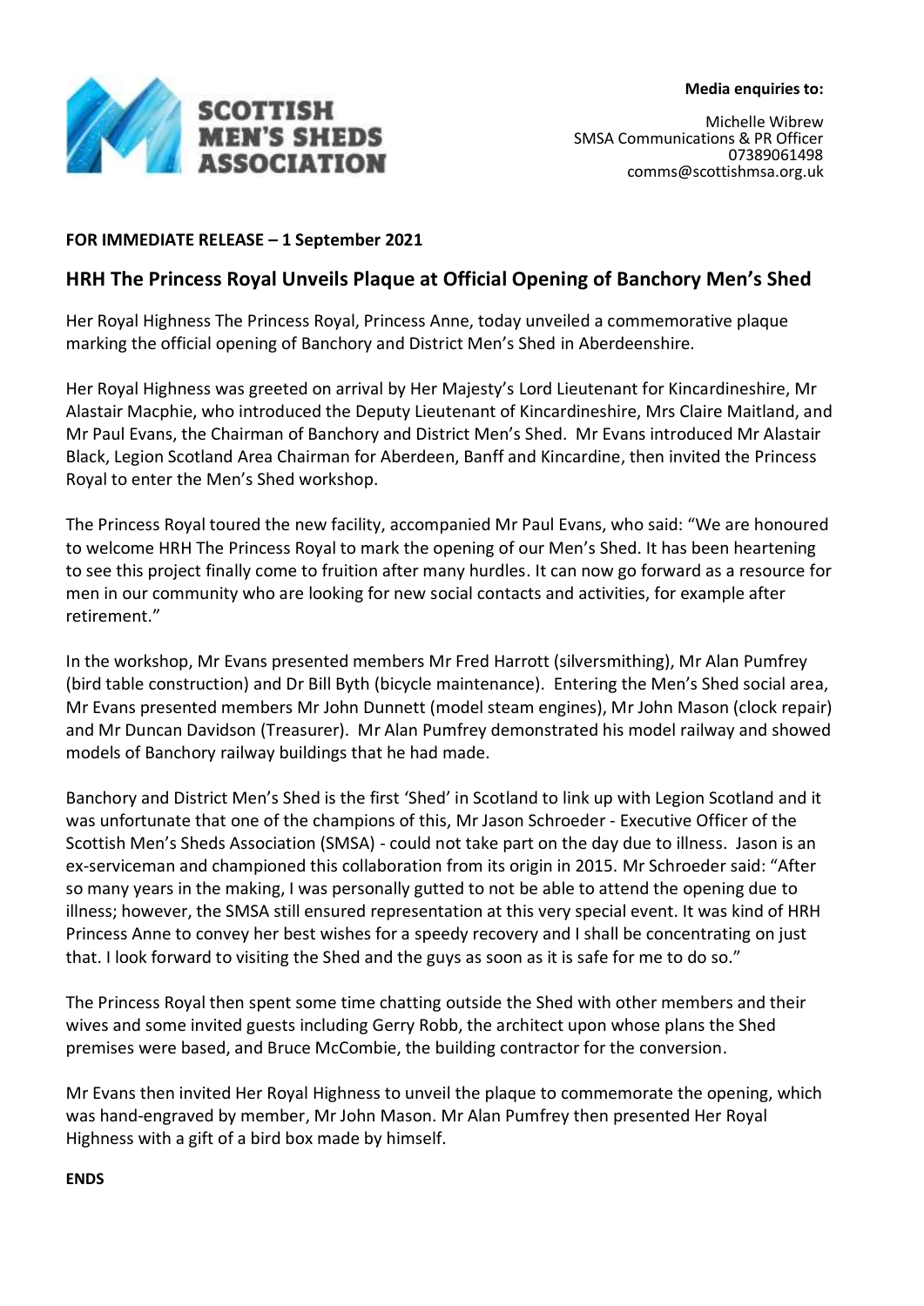**SCOTTISH MEN'S SHEDS ASSOCIATION**

**Media enquiries to:**

Michelle Wibrew
SMSA Communications & PR Officer
07389061498
comms@scottishmsa.org.uk

**FOR IMMEDIATE RELEASE – 1 September 2021**

## HRH The Princess Royal Unveils Plaque at Official Opening of Banchory Men's Shed

Her Royal Highness The Princess Royal, Princess Anne, today unveiled a commemorative plaque marking the official opening of Banchory and District Men's Shed in Aberdeenshire.

Her Royal Highness was greeted on arrival by Her Majesty's Lord Lieutenant for Kincardineshire, Mr Alastair Macphie, who introduced the Deputy Lieutenant of Kincardineshire, Mrs Claire Maitland, and Mr Paul Evans, the Chairman of Banchory and District Men's Shed. Mr Evans introduced Mr Alastair Black, Legion Scotland Area Chairman for Aberdeen, Banff and Kincardine, then invited the Princess Royal to enter the Men's Shed workshop.

The Princess Royal toured the new facility, accompanied Mr Paul Evans, who said: "We are honoured to welcome HRH The Princess Royal to mark the opening of our Men's Shed. It has been heartening to see this project finally come to fruition after many hurdles. It can now go forward as a resource for men in our community who are looking for new social contacts and activities, for example after retirement."

In the workshop, Mr Evans presented members Mr Fred Harrott (silversmithing), Mr Alan Pumfrey (bird table construction) and Dr Bill Byth (bicycle maintenance). Entering the Men's Shed social area, Mr Evans presented members Mr John Dunnett (model steam engines), Mr John Mason (clock repair) and Mr Duncan Davidson (Treasurer). Mr Alan Pumfrey demonstrated his model railway and showed models of Banchory railway buildings that he had made.

Banchory and District Men's Shed is the first 'Shed' in Scotland to link up with Legion Scotland and it was unfortunate that one of the champions of this, Mr Jason Schroeder - Executive Officer of the Scottish Men's Sheds Association (SMSA) - could not take part on the day due to illness. Jason is an ex-serviceman and championed this collaboration from its origin in 2015. Mr Schroeder said: "After so many years in the making, I was personally gutted to not be able to attend the opening due to illness; however, the SMSA still ensured representation at this very special event. It was kind of HRH Princess Anne to convey her best wishes for a speedy recovery and I shall be concentrating on just that. I look forward to visiting the Shed and the guys as soon as it is safe for me to do so."

The Princess Royal then spent some time chatting outside the Shed with other members and their wives and some invited guests including Gerry Robb, the architect upon whose plans the Shed premises were based, and Bruce McCombie, the building contractor for the conversion.

Mr Evans then invited Her Royal Highness to unveil the plaque to commemorate the opening, which was hand-engraved by member, Mr John Mason. Mr Alan Pumfrey then presented Her Royal Highness with a gift of a bird box made by himself.

**ENDS**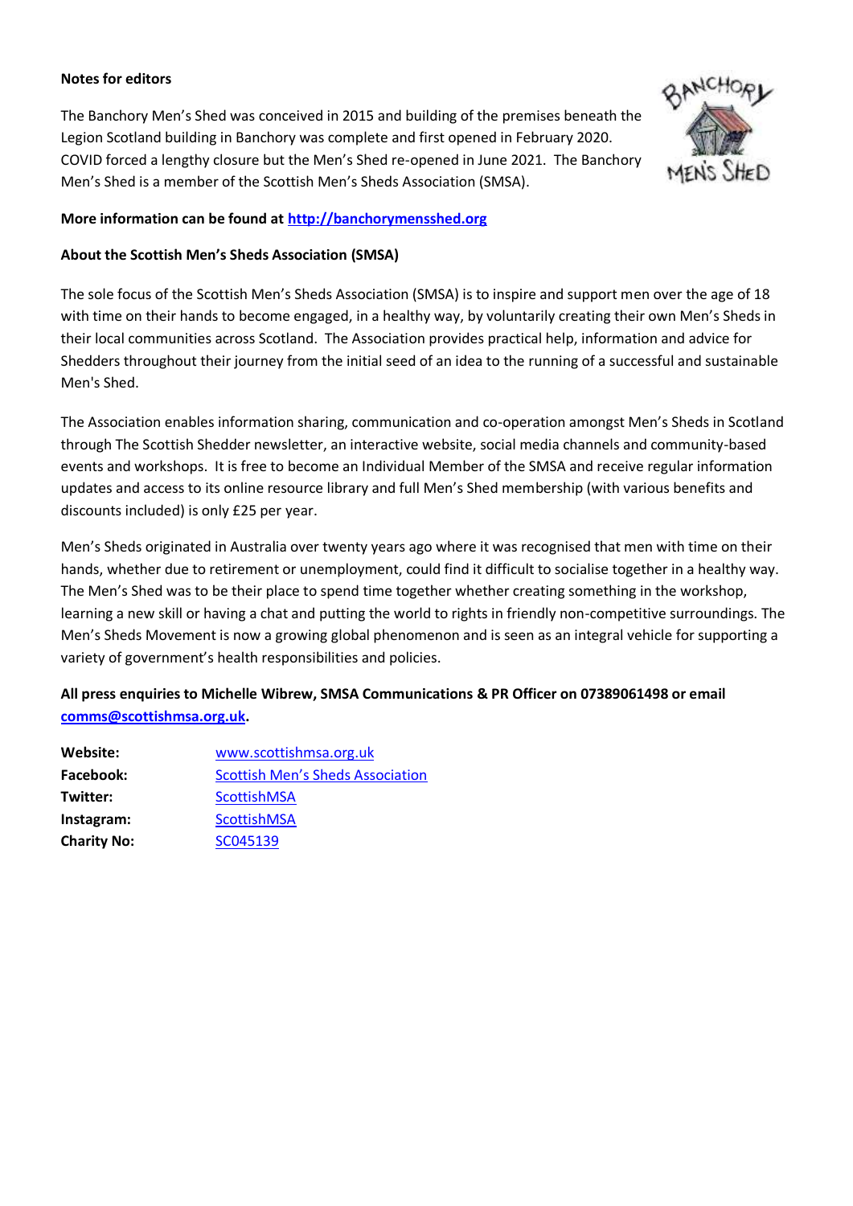**Notes for editors**

The Banchory Men's Shed was conceived in 2015 and building of the premises beneath the Legion Scotland building in Banchory was complete and first opened in February 2020. COVID forced a lengthy closure but the Men's Shed re-opened in June 2021. The Banchory Men's Shed is a member of the Scottish Men's Sheds Association (SMSA).

**More information can be found at [http://banchorymensshed.org](http://banchorymensshed.org)**

**About the Scottish Men's Sheds Association (SMSA)**

The sole focus of the Scottish Men's Sheds Association (SMSA) is to inspire and support men over the age of 18 with time on their hands to become engaged, in a healthy way, by voluntarily creating their own Men's Sheds in their local communities across Scotland. The Association provides practical help, information and advice for Shedders throughout their journey from the initial seed of an idea to the running of a successful and sustainable Men's Shed.

The Association enables information sharing, communication and co-operation amongst Men's Sheds in Scotland through The Scottish Shedder newsletter, an interactive website, social media channels and community-based events and workshops. It is free to become an Individual Member of the SMSA and receive regular information updates and access to its online resource library and full Men's Shed membership (with various benefits and discounts included) is only £25 per year.

Men's Sheds originated in Australia over twenty years ago where it was recognised that men with time on their hands, whether due to retirement or unemployment, could find it difficult to socialise together in a healthy way. The Men's Shed was to be their place to spend time together whether creating something in the workshop, learning a new skill or having a chat and putting the world to rights in friendly non-competitive surroundings. The Men's Sheds Movement is now a growing global phenomenon and is seen as an integral vehicle for supporting a variety of government's health responsibilities and policies.

**All press enquiries to Michelle Wibrew, SMSA Communications & PR Officer on 07389061498 or email [comms@scottishmsa.org.uk](mailto:comms@scottishmsa.org.uk).**

| | |
|---|---|
| **Website:** | www.scottishmsa.org.uk |
| **Facebook:** | Scottish Men's Sheds Association |
| **Twitter:** | ScottishMSA |
| **Instagram:** | ScottishMSA |
| **Charity No:** | SC045139 |